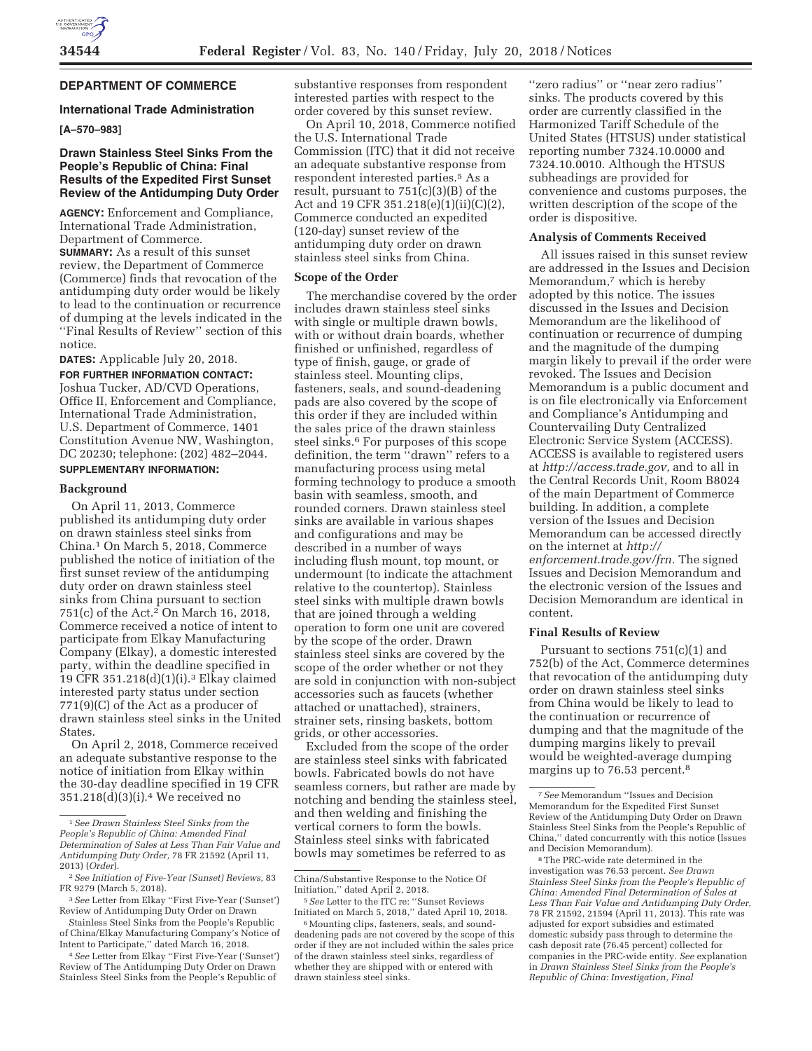## DEPARTMENT OF COMMERCE

### International Trade Administration

**[A–570–983]**

### Drawn Stainless Steel Sinks From the People's Republic of China: Final Results of the Expedited First Sunset Review of the Antidumping Duty Order

**AGENCY:** Enforcement and Compliance, International Trade Administration, Department of Commerce.

**SUMMARY:** As a result of this sunset review, the Department of Commerce (Commerce) finds that revocation of the antidumping duty order would be likely to lead to the continuation or recurrence of dumping at the levels indicated in the ''Final Results of Review'' section of this notice.

**DATES:** Applicable July 20, 2018.

**FOR FURTHER INFORMATION CONTACT:** Joshua Tucker, AD/CVD Operations, Office II, Enforcement and Compliance, International Trade Administration, U.S. Department of Commerce, 1401 Constitution Avenue NW, Washington, DC 20230; telephone: (202) 482–2044.

**SUPPLEMENTARY INFORMATION:**

**Background**

On April 11, 2013, Commerce published its antidumping duty order on drawn stainless steel sinks from China.[1] On March 5, 2018, Commerce published the notice of initiation of the first sunset review of the antidumping duty order on drawn stainless steel sinks from China pursuant to section 751(c) of the Act.[2] On March 16, 2018, Commerce received a notice of intent to participate from Elkay Manufacturing Company (Elkay), a domestic interested party, within the deadline specified in 19 CFR 351.218(d)(1)(i).[3] Elkay claimed interested party status under section 771(9)(C) of the Act as a producer of drawn stainless steel sinks in the United States.

On April 2, 2018, Commerce received an adequate substantive response to the notice of initiation from Elkay within the 30-day deadline specified in 19 CFR 351.218(d)(3)(i).[4] We received no substantive responses from respondent interested parties with respect to the order covered by this sunset review.

On April 10, 2018, Commerce notified the U.S. International Trade Commission (ITC) that it did not receive an adequate substantive response from respondent interested parties.[5] As a result, pursuant to 751(c)(3)(B) of the Act and 19 CFR 351.218(e)(1)(ii)(C)(2), Commerce conducted an expedited (120-day) sunset review of the antidumping duty order on drawn stainless steel sinks from China.

**Scope of the Order**

The merchandise covered by the order includes drawn stainless steel sinks with single or multiple drawn bowls, with or without drain boards, whether finished or unfinished, regardless of type of finish, gauge, or grade of stainless steel. Mounting clips, fasteners, seals, and sound-deadening pads are also covered by the scope of this order if they are included within the sales price of the drawn stainless steel sinks.[6] For purposes of this scope definition, the term ''drawn'' refers to a manufacturing process using metal forming technology to produce a smooth basin with seamless, smooth, and rounded corners. Drawn stainless steel sinks are available in various shapes and configurations and may be described in a number of ways including flush mount, top mount, or undermount (to indicate the attachment relative to the countertop). Stainless steel sinks with multiple drawn bowls that are joined through a welding operation to form one unit are covered by the scope of the order. Drawn stainless steel sinks are covered by the scope of the order whether or not they are sold in conjunction with non-subject accessories such as faucets (whether attached or unattached), strainers, strainer sets, rinsing baskets, bottom grids, or other accessories.

Excluded from the scope of the order are stainless steel sinks with fabricated bowls. Fabricated bowls do not have seamless corners, but rather are made by notching and bending the stainless steel, and then welding and finishing the vertical corners to form the bowls. Stainless steel sinks with fabricated bowls may sometimes be referred to as ''zero radius'' or ''near zero radius'' sinks. The products covered by this order are currently classified in the Harmonized Tariff Schedule of the United States (HTSUS) under statistical reporting number 7324.10.0000 and 7324.10.0010. Although the HTSUS subheadings are provided for convenience and customs purposes, the written description of the scope of the order is dispositive.

**Analysis of Comments Received**

All issues raised in this sunset review are addressed in the Issues and Decision Memorandum,[7] which is hereby adopted by this notice. The issues discussed in the Issues and Decision Memorandum are the likelihood of continuation or recurrence of dumping and the magnitude of the dumping margin likely to prevail if the order were revoked. The Issues and Decision Memorandum is a public document and is on file electronically via Enforcement and Compliance's Antidumping and Countervailing Duty Centralized Electronic Service System (ACCESS). ACCESS is available to registered users at *http://access.trade.gov,* and to all in the Central Records Unit, Room B8024 of the main Department of Commerce building. In addition, a complete version of the Issues and Decision Memorandum can be accessed directly on the internet at *http://enforcement.trade.gov/frn.* The signed Issues and Decision Memorandum and the electronic version of the Issues and Decision Memorandum are identical in content.

**Final Results of Review**

Pursuant to sections 751(c)(1) and 752(b) of the Act, Commerce determines that revocation of the antidumping duty order on drawn stainless steel sinks from China would be likely to lead to the continuation or recurrence of dumping and that the magnitude of the dumping margins likely to prevail would be weighted-average dumping margins up to 76.53 percent.[8]

---

[1] *See Drawn Stainless Steel Sinks from the People's Republic of China: Amended Final Determination of Sales at Less Than Fair Value and Antidumping Duty Order,* 78 FR 21592 (April 11, 2013) (*Order*).

[2] *See Initiation of Five-Year (Sunset) Reviews,* 83 FR 9279 (March 5, 2018).

[3] *See* Letter from Elkay ''First Five-Year ('Sunset') Review of Antidumping Duty Order on Drawn Stainless Steel Sinks from the People's Republic of China/Elkay Manufacturing Company's Notice of Intent to Participate,'' dated March 16, 2018.

[4] *See* Letter from Elkay ''First Five-Year ('Sunset') Review of The Antidumping Duty Order on Drawn Stainless Steel Sinks from the People's Republic of China/Substantive Response to the Notice Of Initiation,'' dated April 2, 2018.

[5] *See* Letter to the ITC re: ''Sunset Reviews Initiated on March 5, 2018,'' dated April 10, 2018.

[6] Mounting clips, fasteners, seals, and sound-deadening pads are not covered by the scope of this order if they are not included within the sales price of the drawn stainless steel sinks, regardless of whether they are shipped with or entered with drawn stainless steel sinks.

[7] *See* Memorandum ''Issues and Decision Memorandum for the Expedited First Sunset Review of the Antidumping Duty Order on Drawn Stainless Steel Sinks from the People's Republic of China,'' dated concurrently with this notice (Issues and Decision Memorandum).

[8] The PRC-wide rate determined in the investigation was 76.53 percent. *See Drawn Stainless Steel Sinks from the People's Republic of China: Amended Final Determination of Sales at Less Than Fair Value and Antidumping Duty Order,* 78 FR 21592, 21594 (April 11, 2013). This rate was adjusted for export subsidies and estimated domestic subsidy pass through to determine the cash deposit rate (76.45 percent) collected for companies in the PRC-wide entity. *See* explanation in *Drawn Stainless Steel Sinks from the People's Republic of China: Investigation, Final*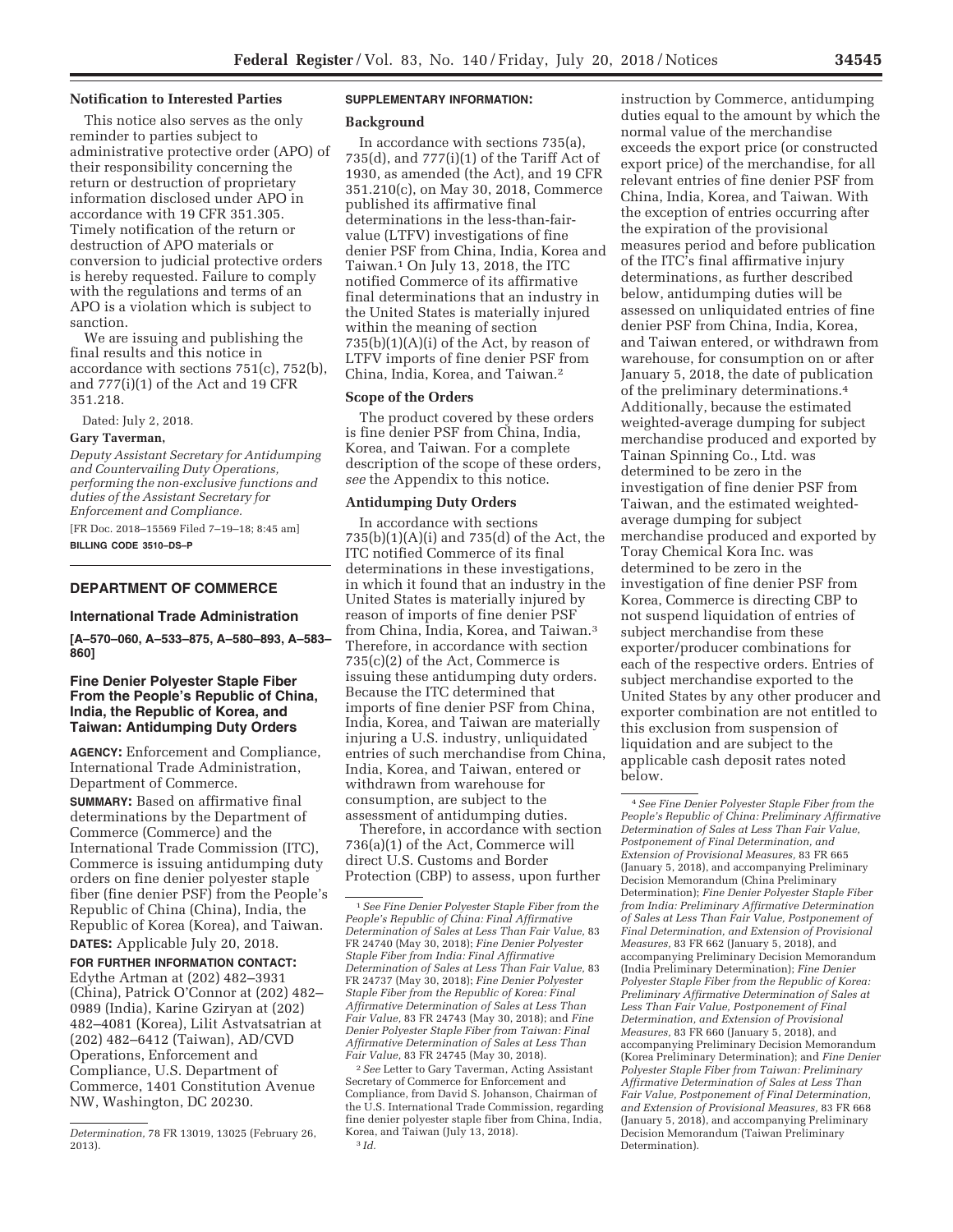## Notification to Interested Parties

This notice also serves as the only reminder to parties subject to administrative protective order (APO) of their responsibility concerning the return or destruction of proprietary information disclosed under APO in accordance with 19 CFR 351.305. Timely notification of the return or destruction of APO materials or conversion to judicial protective orders is hereby requested. Failure to comply with the regulations and terms of an APO is a violation which is subject to sanction.

We are issuing and publishing the final results and this notice in accordance with sections 751(c), 752(b), and 777(i)(1) of the Act and 19 CFR 351.218.

Dated: July 2, 2018.

**Gary Taverman,**

*Deputy Assistant Secretary for Antidumping and Countervailing Duty Operations, performing the non-exclusive functions and duties of the Assistant Secretary for Enforcement and Compliance.*

[FR Doc. 2018–15569 Filed 7–19–18; 8:45 am]

**BILLING CODE 3510–DS–P**

---

*Determination,* 78 FR 13019, 13025 (February 26, 2013).

---

## DEPARTMENT OF COMMERCE

### International Trade Administration

**[A–570–060, A–533–875, A–580–893, A–583–860]**

### Fine Denier Polyester Staple Fiber From the People's Republic of China, India, the Republic of Korea, and Taiwan: Antidumping Duty Orders

**AGENCY:** Enforcement and Compliance, International Trade Administration, Department of Commerce.

**SUMMARY:** Based on affirmative final determinations by the Department of Commerce (Commerce) and the International Trade Commission (ITC), Commerce is issuing antidumping duty orders on fine denier polyester staple fiber (fine denier PSF) from the People's Republic of China (China), India, the Republic of Korea (Korea), and Taiwan.

**DATES:** Applicable July 20, 2018.

**FOR FURTHER INFORMATION CONTACT:** Edythe Artman at (202) 482–3931 (China), Patrick O'Connor at (202) 482–0989 (India), Karine Gziryan at (202) 482–4081 (Korea), Lilit Astvatsatrian at (202) 482–6412 (Taiwan), AD/CVD Operations, Enforcement and Compliance, U.S. Department of Commerce, 1401 Constitution Avenue NW, Washington, DC 20230.

**SUPPLEMENTARY INFORMATION:**

#### Background

In accordance with sections 735(a), 735(d), and 777(i)(1) of the Tariff Act of 1930, as amended (the Act), and 19 CFR 351.210(c), on May 30, 2018, Commerce published its affirmative final determinations in the less-than-fair-value (LTFV) investigations of fine denier PSF from China, India, Korea and Taiwan.[1] On July 13, 2018, the ITC notified Commerce of its affirmative final determinations that an industry in the United States is materially injured within the meaning of section 735(b)(1)(A)(i) of the Act, by reason of LTFV imports of fine denier PSF from China, India, Korea, and Taiwan.[2]

#### Scope of the Orders

The product covered by these orders is fine denier PSF from China, India, Korea, and Taiwan. For a complete description of the scope of these orders, *see* the Appendix to this notice.

#### Antidumping Duty Orders

In accordance with sections 735(b)(1)(A)(i) and 735(d) of the Act, the ITC notified Commerce of its final determinations in these investigations, in which it found that an industry in the United States is materially injured by reason of imports of fine denier PSF from China, India, Korea, and Taiwan.[3] Therefore, in accordance with section 735(c)(2) of the Act, Commerce is issuing these antidumping duty orders. Because the ITC determined that imports of fine denier PSF from China, India, Korea, and Taiwan are materially injuring a U.S. industry, unliquidated entries of such merchandise from China, India, Korea, and Taiwan, entered or withdrawn from warehouse for consumption, are subject to the assessment of antidumping duties.

Therefore, in accordance with section 736(a)(1) of the Act, Commerce will direct U.S. Customs and Border Protection (CBP) to assess, upon further instruction by Commerce, antidumping duties equal to the amount by which the normal value of the merchandise exceeds the export price (or constructed export price) of the merchandise, for all relevant entries of fine denier PSF from China, India, Korea, and Taiwan. With the exception of entries occurring after the expiration of the provisional measures period and before publication of the ITC's final affirmative injury determinations, as further described below, antidumping duties will be assessed on unliquidated entries of fine denier PSF from China, India, Korea, and Taiwan entered, or withdrawn from warehouse, for consumption on or after January 5, 2018, the date of publication of the preliminary determinations.[4] Additionally, because the estimated weighted-average dumping for subject merchandise produced and exported by Tainan Spinning Co., Ltd. was determined to be zero in the investigation of fine denier PSF from Taiwan, and the estimated weighted-average dumping for subject merchandise produced and exported by Toray Chemical Kora Inc. was determined to be zero in the investigation of fine denier PSF from Korea, Commerce is directing CBP to not suspend liquidation of entries of subject merchandise from these exporter/producer combinations for each of the respective orders. Entries of subject merchandise exported to the United States by any other producer and exporter combination are not entitled to this exclusion from suspension of liquidation and are subject to the applicable cash deposit rates noted below.

---

[1] *See Fine Denier Polyester Staple Fiber from the People's Republic of China: Final Affirmative Determination of Sales at Less Than Fair Value,* 83 FR 24740 (May 30, 2018); *Fine Denier Polyester Staple Fiber from India: Final Affirmative Determination of Sales at Less Than Fair Value,* 83 FR 24737 (May 30, 2018); *Fine Denier Polyester Staple Fiber from the Republic of Korea: Final Affirmative Determination of Sales at Less Than Fair Value,* 83 FR 24743 (May 30, 2018); and *Fine Denier Polyester Staple Fiber from Taiwan: Final Affirmative Determination of Sales at Less Than Fair Value,* 83 FR 24745 (May 30, 2018).

[2] *See* Letter to Gary Taverman, Acting Assistant Secretary of Commerce for Enforcement and Compliance, from David S. Johanson, Chairman of the U.S. International Trade Commission, regarding fine denier polyester staple fiber from China, India, Korea, and Taiwan (July 13, 2018).

[3] *Id.*

[4] *See Fine Denier Polyester Staple Fiber from the People's Republic of China: Preliminary Affirmative Determination of Sales at Less Than Fair Value, Postponement of Final Determination, and Extension of Provisional Measures,* 83 FR 665 (January 5, 2018), and accompanying Preliminary Decision Memorandum (China Preliminary Determination); *Fine Denier Polyester Staple Fiber from India: Preliminary Affirmative Determination of Sales at Less Than Fair Value, Postponement of Final Determination, and Extension of Provisional Measures,* 83 FR 662 (January 5, 2018), and accompanying Preliminary Decision Memorandum (India Preliminary Determination); *Fine Denier Polyester Staple Fiber from the Republic of Korea: Preliminary Affirmative Determination of Sales at Less Than Fair Value, Postponement of Final Determination, and Extension of Provisional Measures,* 83 FR 660 (January 5, 2018), and accompanying Preliminary Decision Memorandum (Korea Preliminary Determination); and *Fine Denier Polyester Staple Fiber from Taiwan: Preliminary Affirmative Determination of Sales at Less Than Fair Value, Postponement of Final Determination, and Extension of Provisional Measures,* 83 FR 668 (January 5, 2018), and accompanying Preliminary Decision Memorandum (Taiwan Preliminary Determination).